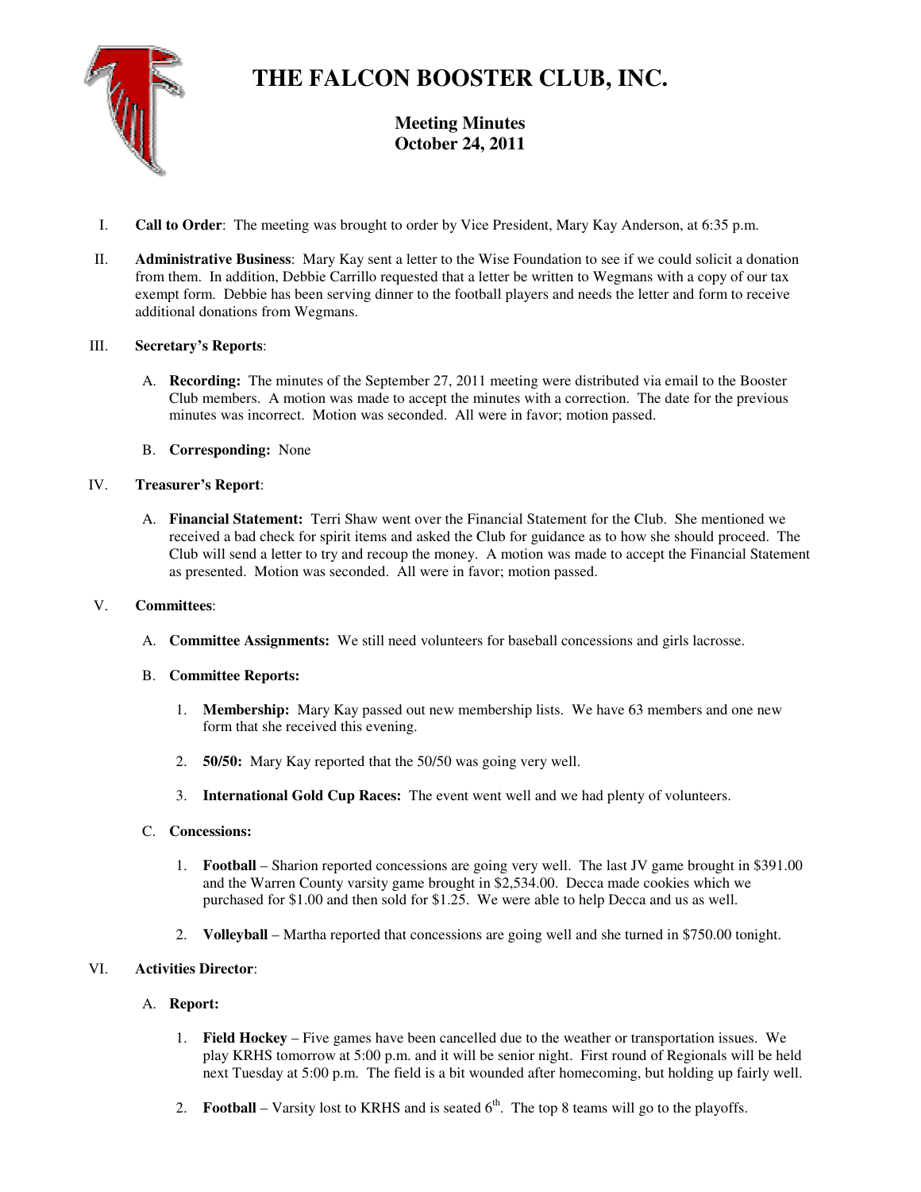# THE FALCON BOOSTER CLUB, INC.

## Meeting Minutes
## October 24, 2011

I. **Call to Order**: The meeting was brought to order by Vice President, Mary Kay Anderson, at 6:35 p.m.

II. **Administrative Business**: Mary Kay sent a letter to the Wise Foundation to see if we could solicit a donation from them. In addition, Debbie Carrillo requested that a letter be written to Wegmans with a copy of our tax exempt form. Debbie has been serving dinner to the football players and needs the letter and form to receive additional donations from Wegmans.

III. **Secretary's Reports**:

   A. **Recording:** The minutes of the September 27, 2011 meeting were distributed via email to the Booster Club members. A motion was made to accept the minutes with a correction. The date for the previous minutes was incorrect. Motion was seconded. All were in favor; motion passed.

   B. **Corresponding:** None

IV. **Treasurer's Report**:

   A. **Financial Statement:** Terri Shaw went over the Financial Statement for the Club. She mentioned we received a bad check for spirit items and asked the Club for guidance as to how she should proceed. The Club will send a letter to try and recoup the money. A motion was made to accept the Financial Statement as presented. Motion was seconded. All were in favor; motion passed.

V. **Committees**:

   A. **Committee Assignments:** We still need volunteers for baseball concessions and girls lacrosse.

   B. **Committee Reports:**

      1. **Membership:** Mary Kay passed out new membership lists. We have 63 members and one new form that she received this evening.

      2. **50/50:** Mary Kay reported that the 50/50 was going very well.

      3. **International Gold Cup Races:** The event went well and we had plenty of volunteers.

   C. **Concessions:**

      1. **Football** – Sharion reported concessions are going very well. The last JV game brought in $391.00 and the Warren County varsity game brought in $2,534.00. Decca made cookies which we purchased for $1.00 and then sold for $1.25. We were able to help Decca and us as well.

      2. **Volleyball** – Martha reported that concessions are going well and she turned in $750.00 tonight.

VI. **Activities Director**:

   A. **Report:**

      1. **Field Hockey** – Five games have been cancelled due to the weather or transportation issues. We play KRHS tomorrow at 5:00 p.m. and it will be senior night. First round of Regionals will be held next Tuesday at 5:00 p.m. The field is a bit wounded after homecoming, but holding up fairly well.

      2. **Football** – Varsity lost to KRHS and is seated 6th. The top 8 teams will go to the playoffs.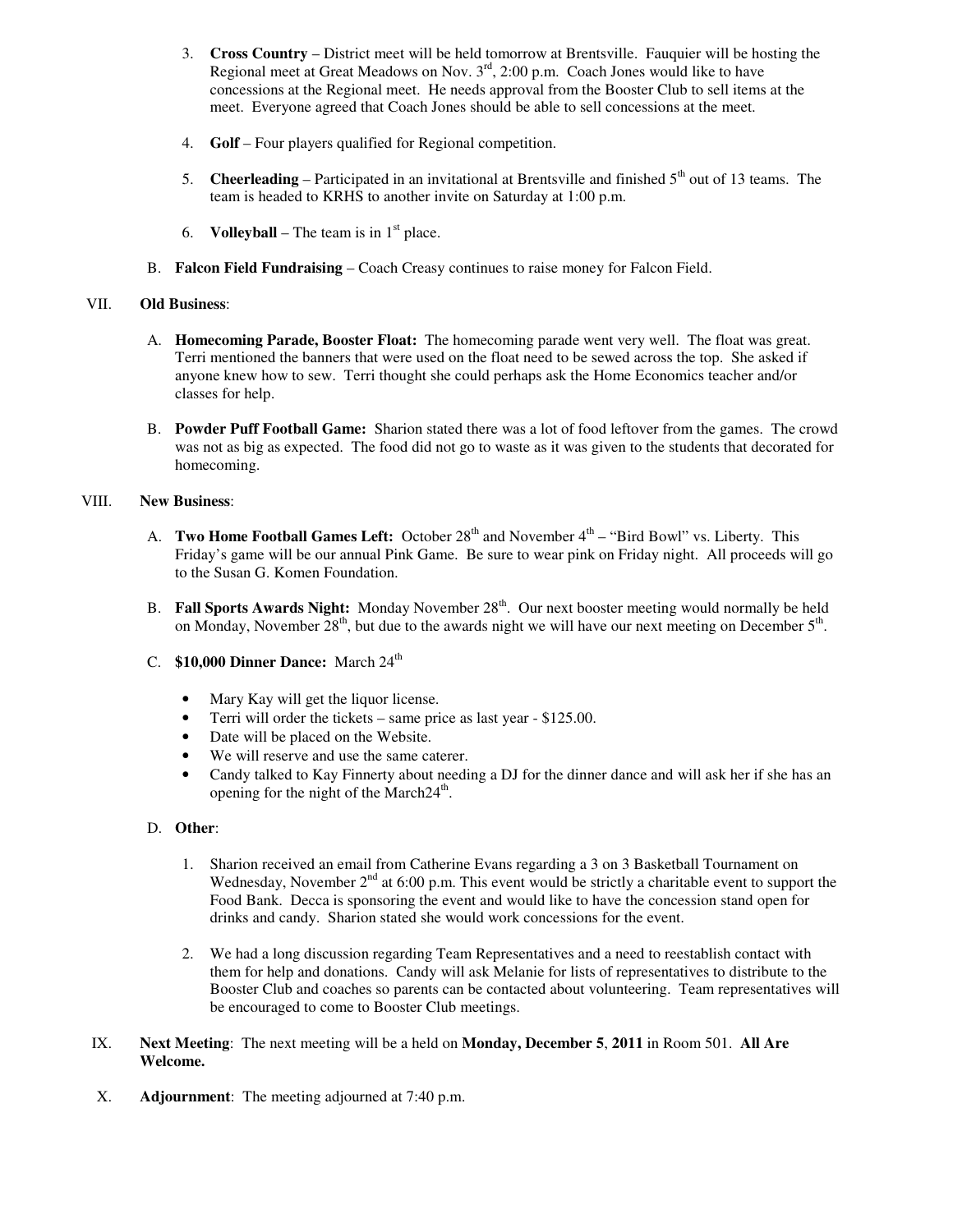3. **Cross Country** – District meet will be held tomorrow at Brentsville. Fauquier will be hosting the Regional meet at Great Meadows on Nov. 3rd, 2:00 p.m. Coach Jones would like to have concessions at the Regional meet. He needs approval from the Booster Club to sell items at the meet. Everyone agreed that Coach Jones should be able to sell concessions at the meet.

4. **Golf** – Four players qualified for Regional competition.

5. **Cheerleading** – Participated in an invitational at Brentsville and finished 5th out of 13 teams. The team is headed to KRHS to another invite on Saturday at 1:00 p.m.

6. **Volleyball** – The team is in 1st place.

B. **Falcon Field Fundraising** – Coach Creasy continues to raise money for Falcon Field.

VII. **Old Business**:

A. **Homecoming Parade, Booster Float:** The homecoming parade went very well. The float was great. Terri mentioned the banners that were used on the float need to be sewed across the top. She asked if anyone knew how to sew. Terri thought she could perhaps ask the Home Economics teacher and/or classes for help.

B. **Powder Puff Football Game:** Sharion stated there was a lot of food leftover from the games. The crowd was not as big as expected. The food did not go to waste as it was given to the students that decorated for homecoming.

VIII. **New Business**:

A. **Two Home Football Games Left:** October 28th and November 4th – "Bird Bowl" vs. Liberty. This Friday's game will be our annual Pink Game. Be sure to wear pink on Friday night. All proceeds will go to the Susan G. Komen Foundation.

B. **Fall Sports Awards Night:** Monday November 28th. Our next booster meeting would normally be held on Monday, November 28th, but due to the awards night we will have our next meeting on December 5th.

C. **$10,000 Dinner Dance:** March 24th

- Mary Kay will get the liquor license.
- Terri will order the tickets – same price as last year - $125.00.
- Date will be placed on the Website.
- We will reserve and use the same caterer.
- Candy talked to Kay Finnerty about needing a DJ for the dinner dance and will ask her if she has an opening for the night of the March24th.

D. **Other**:

1. Sharion received an email from Catherine Evans regarding a 3 on 3 Basketball Tournament on Wednesday, November 2nd at 6:00 p.m. This event would be strictly a charitable event to support the Food Bank. Decca is sponsoring the event and would like to have the concession stand open for drinks and candy. Sharion stated she would work concessions for the event.

2. We had a long discussion regarding Team Representatives and a need to reestablish contact with them for help and donations. Candy will ask Melanie for lists of representatives to distribute to the Booster Club and coaches so parents can be contacted about volunteering. Team representatives will be encouraged to come to Booster Club meetings.

IX. **Next Meeting**: The next meeting will be a held on **Monday, December 5**, **2011** in Room 501. **All Are Welcome.**

X. **Adjournment**: The meeting adjourned at 7:40 p.m.